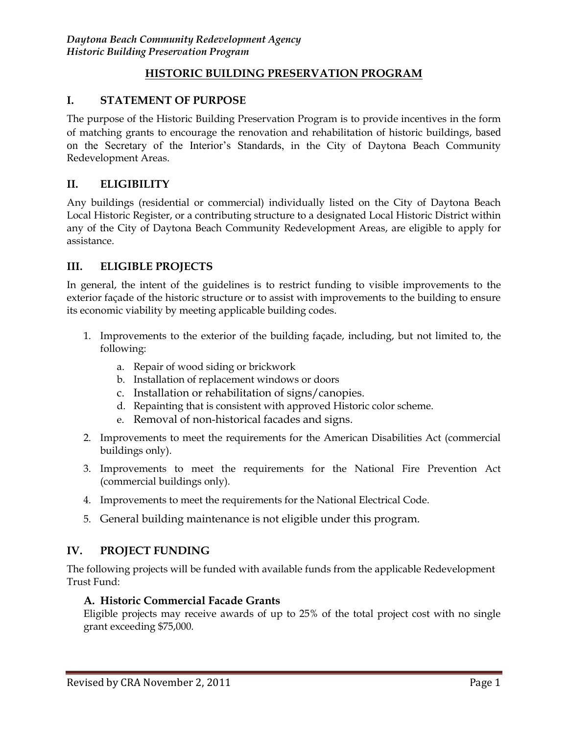*Daytona Beach Community Redevelopment Agency*
*Historic Building Preservation Program*

# HISTORIC BUILDING PRESERVATION PROGRAM

## I. STATEMENT OF PURPOSE

The purpose of the Historic Building Preservation Program is to provide incentives in the form of matching grants to encourage the renovation and rehabilitation of historic buildings, based on the Secretary of the Interior's Standards, in the City of Daytona Beach Community Redevelopment Areas.

## II. ELIGIBILITY

Any buildings (residential or commercial) individually listed on the City of Daytona Beach Local Historic Register, or a contributing structure to a designated Local Historic District within any of the City of Daytona Beach Community Redevelopment Areas, are eligible to apply for assistance.

## III. ELIGIBLE PROJECTS

In general, the intent of the guidelines is to restrict funding to visible improvements to the exterior façade of the historic structure or to assist with improvements to the building to ensure its economic viability by meeting applicable building codes.

1. Improvements to the exterior of the building façade, including, but not limited to, the following:
   a. Repair of wood siding or brickwork
   b. Installation of replacement windows or doors
   c. Installation or rehabilitation of signs/canopies.
   d. Repainting that is consistent with approved Historic color scheme.
   e. Removal of non-historical facades and signs.
2. Improvements to meet the requirements for the American Disabilities Act (commercial buildings only).
3. Improvements to meet the requirements for the National Fire Prevention Act (commercial buildings only).
4. Improvements to meet the requirements for the National Electrical Code.
5. General building maintenance is not eligible under this program.

## IV. PROJECT FUNDING

The following projects will be funded with available funds from the applicable Redevelopment Trust Fund:

### A. Historic Commercial Facade Grants

Eligible projects may receive awards of up to 25% of the total project cost with no single grant exceeding $75,000.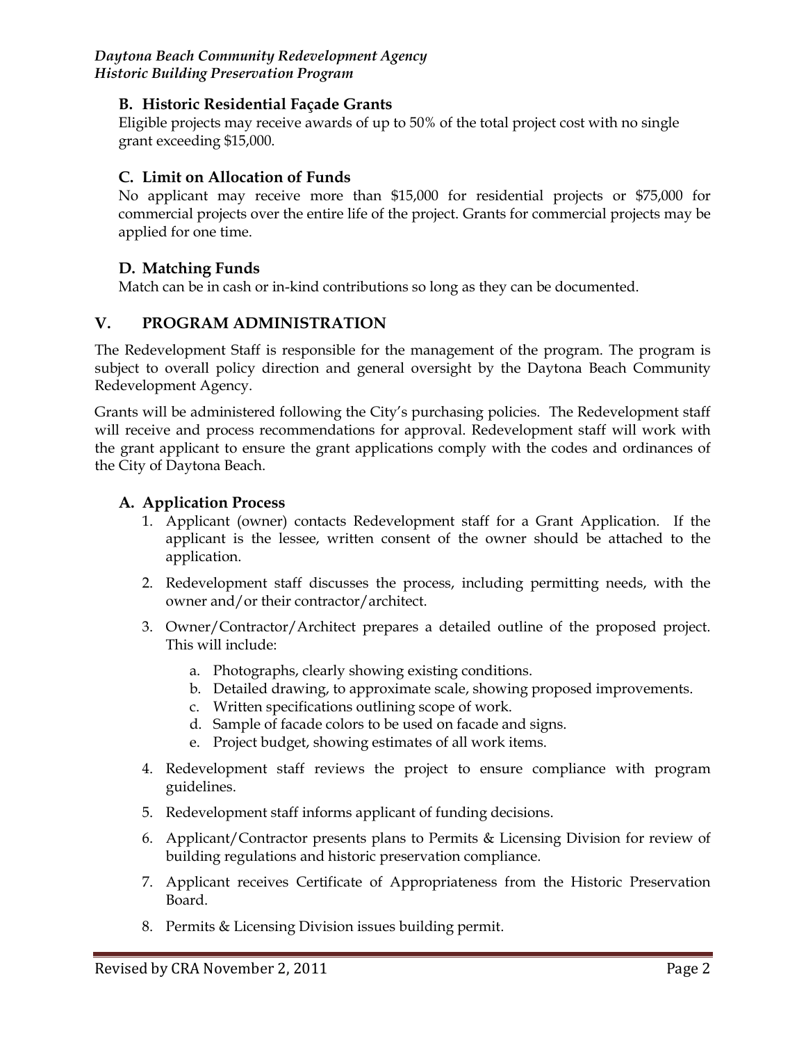### B. Historic Residential Façade Grants

Eligible projects may receive awards of up to 50% of the total project cost with no single grant exceeding $15,000.

### C. Limit on Allocation of Funds

No applicant may receive more than $15,000 for residential projects or $75,000 for commercial projects over the entire life of the project. Grants for commercial projects may be applied for one time.

### D. Matching Funds

Match can be in cash or in-kind contributions so long as they can be documented.

## V. PROGRAM ADMINISTRATION

The Redevelopment Staff is responsible for the management of the program. The program is subject to overall policy direction and general oversight by the Daytona Beach Community Redevelopment Agency.

Grants will be administered following the City's purchasing policies. The Redevelopment staff will receive and process recommendations for approval. Redevelopment staff will work with the grant applicant to ensure the grant applications comply with the codes and ordinances of the City of Daytona Beach.

### A. Application Process

1. Applicant (owner) contacts Redevelopment staff for a Grant Application. If the applicant is the lessee, written consent of the owner should be attached to the application.
2. Redevelopment staff discusses the process, including permitting needs, with the owner and/or their contractor/architect.
3. Owner/Contractor/Architect prepares a detailed outline of the proposed project. This will include:
   a. Photographs, clearly showing existing conditions.
   b. Detailed drawing, to approximate scale, showing proposed improvements.
   c. Written specifications outlining scope of work.
   d. Sample of facade colors to be used on facade and signs.
   e. Project budget, showing estimates of all work items.
4. Redevelopment staff reviews the project to ensure compliance with program guidelines.
5. Redevelopment staff informs applicant of funding decisions.
6. Applicant/Contractor presents plans to Permits & Licensing Division for review of building regulations and historic preservation compliance.
7. Applicant receives Certificate of Appropriateness from the Historic Preservation Board.
8. Permits & Licensing Division issues building permit.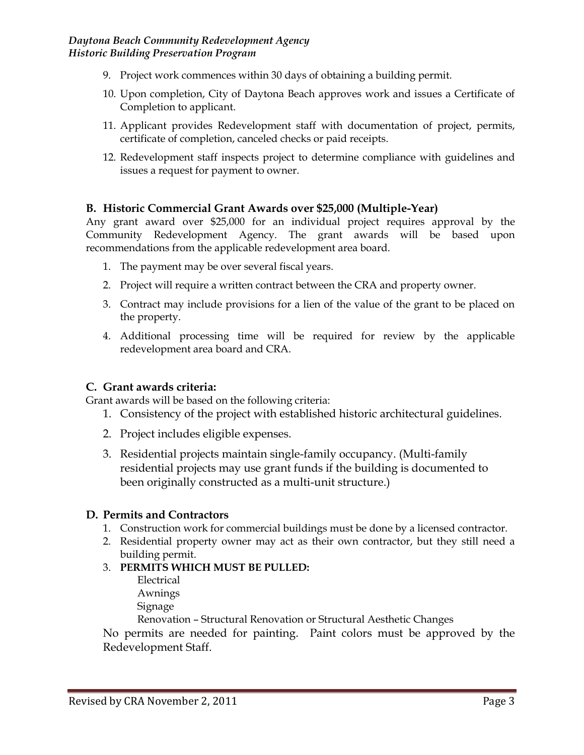9. Project work commences within 30 days of obtaining a building permit.
10. Upon completion, City of Daytona Beach approves work and issues a Certificate of Completion to applicant.
11. Applicant provides Redevelopment staff with documentation of project, permits, certificate of completion, canceled checks or paid receipts.
12. Redevelopment staff inspects project to determine compliance with guidelines and issues a request for payment to owner.

### B. Historic Commercial Grant Awards over $25,000 (Multiple-Year)

Any grant award over $25,000 for an individual project requires approval by the Community Redevelopment Agency. The grant awards will be based upon recommendations from the applicable redevelopment area board.

1. The payment may be over several fiscal years.
2. Project will require a written contract between the CRA and property owner.
3. Contract may include provisions for a lien of the value of the grant to be placed on the property.
4. Additional processing time will be required for review by the applicable redevelopment area board and CRA.

### C. Grant awards criteria:

Grant awards will be based on the following criteria:

1. Consistency of the project with established historic architectural guidelines.
2. Project includes eligible expenses.
3. Residential projects maintain single-family occupancy. (Multi-family residential projects may use grant funds if the building is documented to been originally constructed as a multi-unit structure.)

### D. Permits and Contractors

1. Construction work for commercial buildings must be done by a licensed contractor.
2. Residential property owner may act as their own contractor, but they still need a building permit.
3. **PERMITS WHICH MUST BE PULLED:**
   Electrical
   Awnings
   Signage
   Renovation – Structural Renovation or Structural Aesthetic Changes

No permits are needed for painting. Paint colors must be approved by the Redevelopment Staff.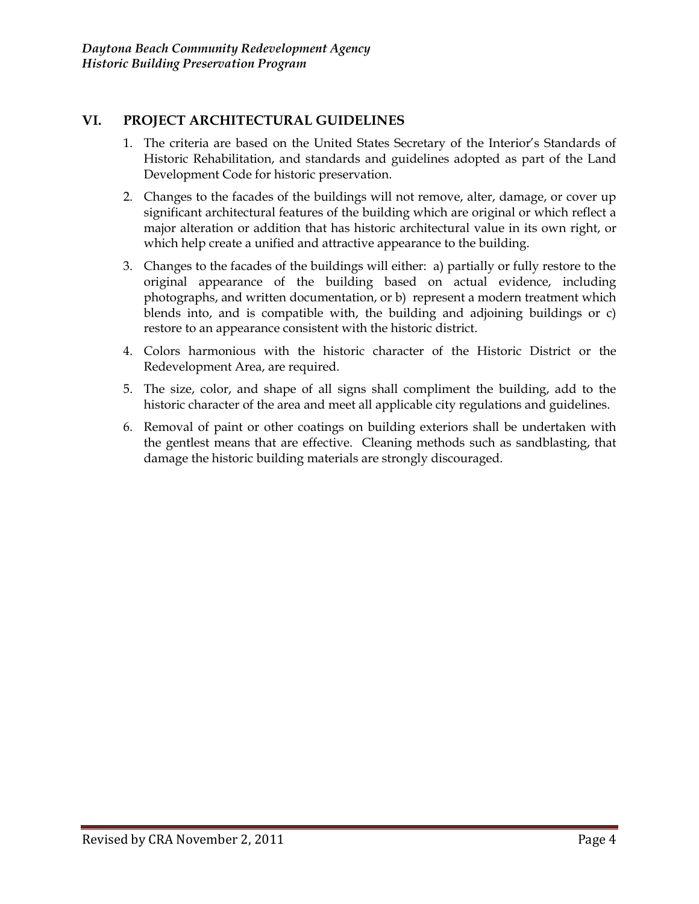## VI. PROJECT ARCHITECTURAL GUIDELINES

1. The criteria are based on the United States Secretary of the Interior's Standards of Historic Rehabilitation, and standards and guidelines adopted as part of the Land Development Code for historic preservation.
2. Changes to the facades of the buildings will not remove, alter, damage, or cover up significant architectural features of the building which are original or which reflect a major alteration or addition that has historic architectural value in its own right, or which help create a unified and attractive appearance to the building.
3. Changes to the facades of the buildings will either: a) partially or fully restore to the original appearance of the building based on actual evidence, including photographs, and written documentation, or b) represent a modern treatment which blends into, and is compatible with, the building and adjoining buildings or c) restore to an appearance consistent with the historic district.
4. Colors harmonious with the historic character of the Historic District or the Redevelopment Area, are required.
5. The size, color, and shape of all signs shall compliment the building, add to the historic character of the area and meet all applicable city regulations and guidelines.
6. Removal of paint or other coatings on building exteriors shall be undertaken with the gentlest means that are effective. Cleaning methods such as sandblasting, that damage the historic building materials are strongly discouraged.